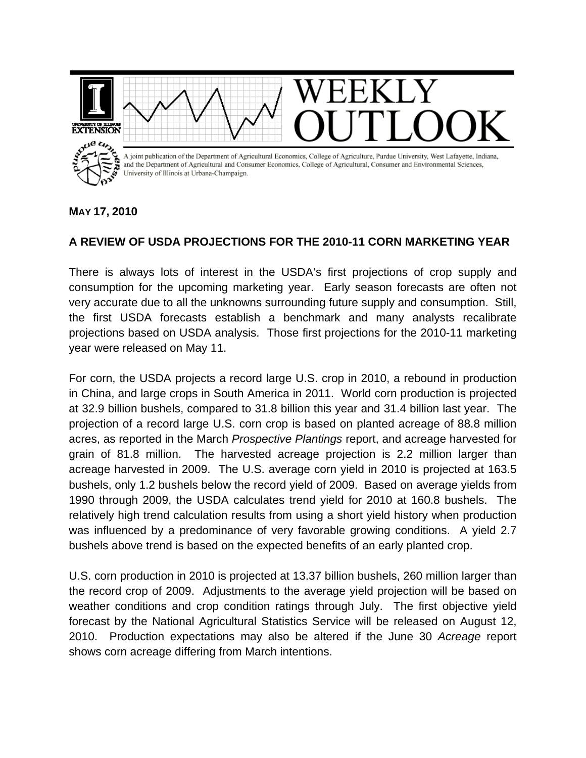# WEEKLY OUTLOOK

A joint publication of the Department of Agricultural Economics, College of Agriculture, Purdue University, West Lafayette, Indiana, and the Department of Agricultural and Consumer Economics, College of Agricultural, Consumer and Environmental Sciences, University of Illinois at Urbana-Champaign.

**MAY 17, 2010**

## A REVIEW OF USDA PROJECTIONS FOR THE 2010-11 CORN MARKETING YEAR

There is always lots of interest in the USDA's first projections of crop supply and consumption for the upcoming marketing year. Early season forecasts are often not very accurate due to all the unknowns surrounding future supply and consumption. Still, the first USDA forecasts establish a benchmark and many analysts recalibrate projections based on USDA analysis. Those first projections for the 2010-11 marketing year were released on May 11.

For corn, the USDA projects a record large U.S. crop in 2010, a rebound in production in China, and large crops in South America in 2011. World corn production is projected at 32.9 billion bushels, compared to 31.8 billion this year and 31.4 billion last year. The projection of a record large U.S. corn crop is based on planted acreage of 88.8 million acres, as reported in the March *Prospective Plantings* report, and acreage harvested for grain of 81.8 million. The harvested acreage projection is 2.2 million larger than acreage harvested in 2009. The U.S. average corn yield in 2010 is projected at 163.5 bushels, only 1.2 bushels below the record yield of 2009. Based on average yields from 1990 through 2009, the USDA calculates trend yield for 2010 at 160.8 bushels. The relatively high trend calculation results from using a short yield history when production was influenced by a predominance of very favorable growing conditions. A yield 2.7 bushels above trend is based on the expected benefits of an early planted crop.

U.S. corn production in 2010 is projected at 13.37 billion bushels, 260 million larger than the record crop of 2009. Adjustments to the average yield projection will be based on weather conditions and crop condition ratings through July. The first objective yield forecast by the National Agricultural Statistics Service will be released on August 12, 2010. Production expectations may also be altered if the June 30 *Acreage* report shows corn acreage differing from March intentions.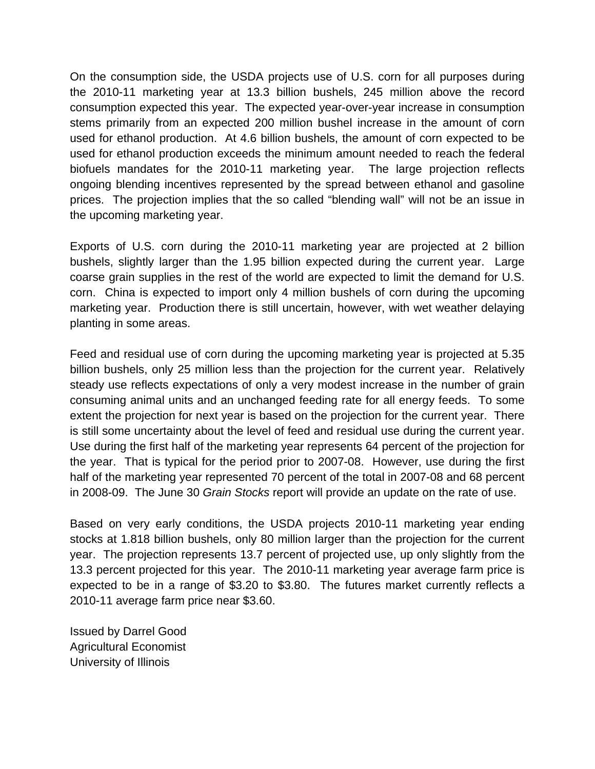On the consumption side, the USDA projects use of U.S. corn for all purposes during the 2010-11 marketing year at 13.3 billion bushels, 245 million above the record consumption expected this year. The expected year-over-year increase in consumption stems primarily from an expected 200 million bushel increase in the amount of corn used for ethanol production. At 4.6 billion bushels, the amount of corn expected to be used for ethanol production exceeds the minimum amount needed to reach the federal biofuels mandates for the 2010-11 marketing year. The large projection reflects ongoing blending incentives represented by the spread between ethanol and gasoline prices. The projection implies that the so called "blending wall" will not be an issue in the upcoming marketing year.

Exports of U.S. corn during the 2010-11 marketing year are projected at 2 billion bushels, slightly larger than the 1.95 billion expected during the current year. Large coarse grain supplies in the rest of the world are expected to limit the demand for U.S. corn. China is expected to import only 4 million bushels of corn during the upcoming marketing year. Production there is still uncertain, however, with wet weather delaying planting in some areas.

Feed and residual use of corn during the upcoming marketing year is projected at 5.35 billion bushels, only 25 million less than the projection for the current year. Relatively steady use reflects expectations of only a very modest increase in the number of grain consuming animal units and an unchanged feeding rate for all energy feeds. To some extent the projection for next year is based on the projection for the current year. There is still some uncertainty about the level of feed and residual use during the current year. Use during the first half of the marketing year represents 64 percent of the projection for the year. That is typical for the period prior to 2007-08. However, use during the first half of the marketing year represented 70 percent of the total in 2007-08 and 68 percent in 2008-09. The June 30 *Grain Stocks* report will provide an update on the rate of use.

Based on very early conditions, the USDA projects 2010-11 marketing year ending stocks at 1.818 billion bushels, only 80 million larger than the projection for the current year. The projection represents 13.7 percent of projected use, up only slightly from the 13.3 percent projected for this year. The 2010-11 marketing year average farm price is expected to be in a range of $3.20 to $3.80. The futures market currently reflects a 2010-11 average farm price near $3.60.

Issued by Darrel Good
Agricultural Economist
University of Illinois